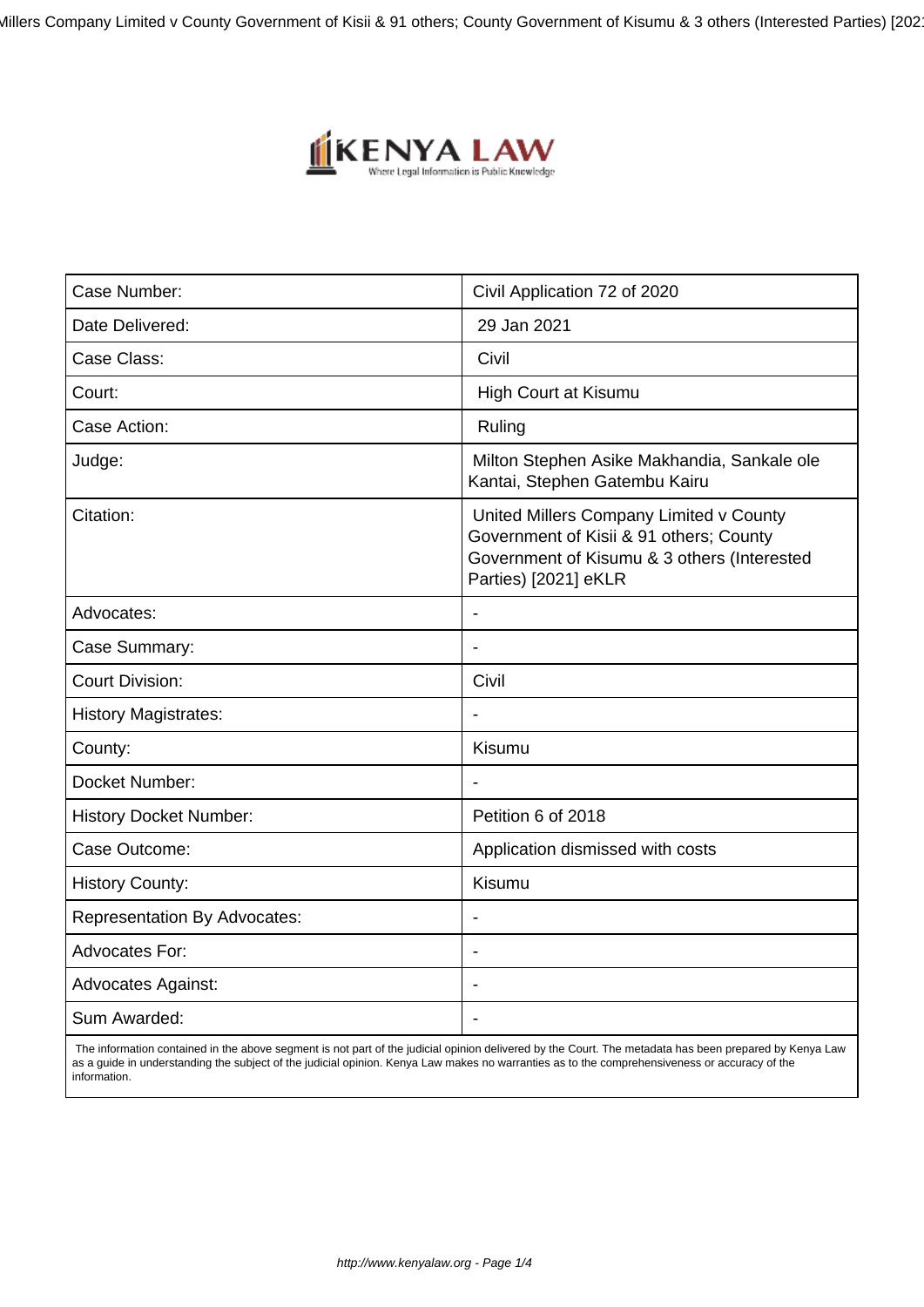| Case Number: | Civil Application 72 of 2020 |
|---|---|
| Date Delivered: | 29 Jan 2021 |
| Case Class: | Civil |
| Court: | High Court at Kisumu |
| Case Action: | Ruling |
| Judge: | Milton Stephen Asike Makhandia, Sankale ole Kantai, Stephen Gatembu Kairu |
| Citation: | United Millers Company Limited v County Government of Kisii & 91 others; County Government of Kisumu & 3 others (Interested Parties) [2021] eKLR |
| Advocates: | - |
| Case Summary: | - |
| Court Division: | Civil |
| History Magistrates: | - |
| County: | Kisumu |
| Docket Number: | - |
| History Docket Number: | Petition 6 of 2018 |
| Case Outcome: | Application dismissed with costs |
| History County: | Kisumu |
| Representation By Advocates: | - |
| Advocates For: | - |
| Advocates Against: | - |
| Sum Awarded: | - |

The information contained in the above segment is not part of the judicial opinion delivered by the Court. The metadata has been prepared by Kenya Law as a guide in understanding the subject of the judicial opinion. Kenya Law makes no warranties as to the comprehensiveness or accuracy of the information.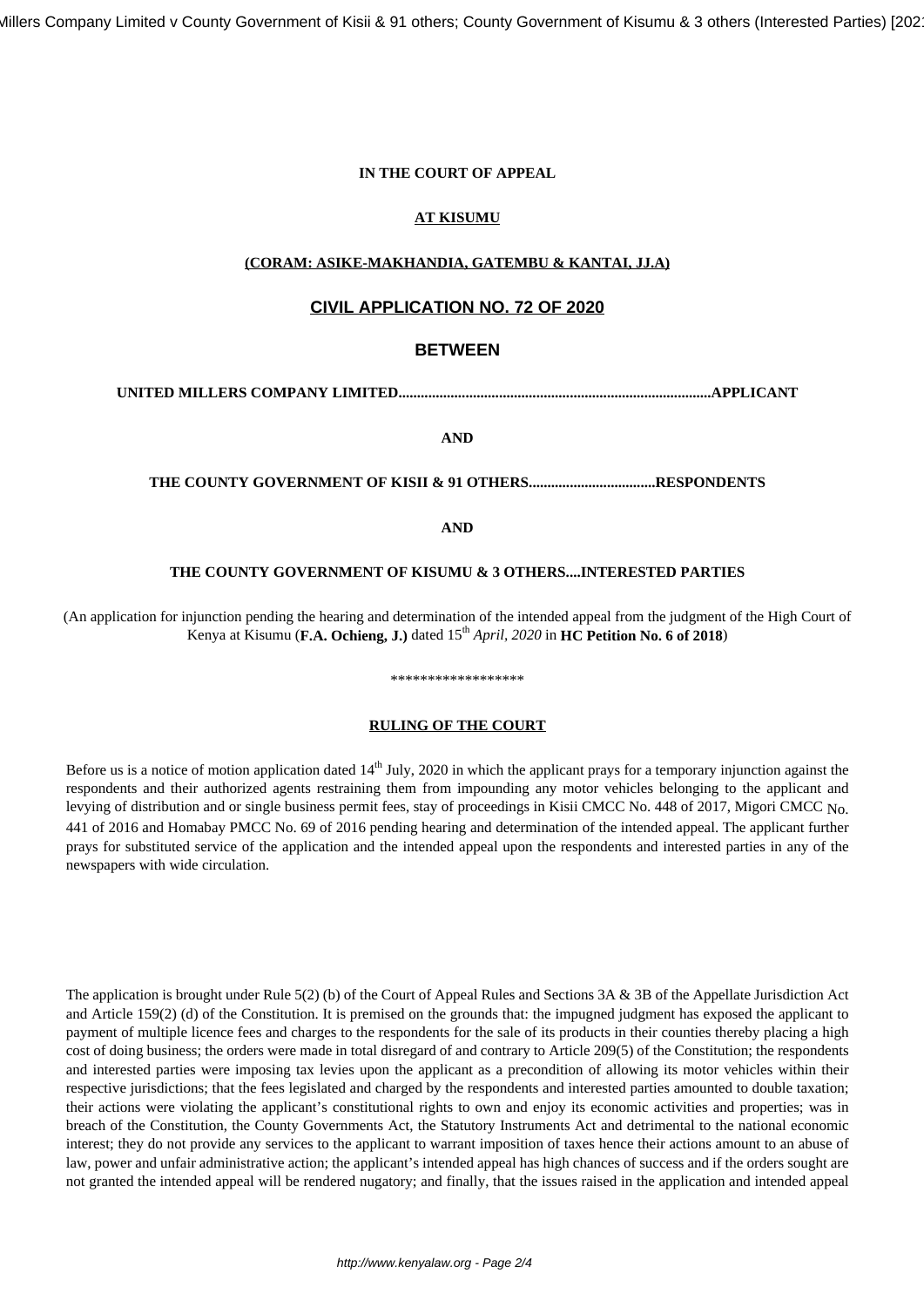**IN THE COURT OF APPEAL**

**AT KISUMU**

**(CORAM: ASIKE-MAKHANDIA, GATEMBU & KANTAI, JJ.A)**

**CIVIL APPLICATION NO. 72 OF 2020**

**BETWEEN**

**UNITED MILLERS COMPANY LIMITED...................................................................................APPLICANT**

**AND**

**THE COUNTY GOVERNMENT OF KISII & 91 OTHERS.................................RESPONDENTS**

**AND**

**THE COUNTY GOVERNMENT OF KISUMU & 3 OTHERS....INTERESTED PARTIES**

(An application for injunction pending the hearing and determination of the intended appeal from the judgment of the High Court of Kenya at Kisumu (**F.A. Ochieng, J.)** dated 15th *April, 2020* in **HC Petition No. 6 of 2018**)

\*\*\*\*\*\*\*\*\*\*\*\*\*\*\*\*\*\*

**RULING OF THE COURT**

Before us is a notice of motion application dated 14th July, 2020 in which the applicant prays for a temporary injunction against the respondents and their authorized agents restraining them from impounding any motor vehicles belonging to the applicant and levying of distribution and or single business permit fees, stay of proceedings in Kisii CMCC No. 448 of 2017, Migori CMCC No. 441 of 2016 and Homabay PMCC No. 69 of 2016 pending hearing and determination of the intended appeal. The applicant further prays for substituted service of the application and the intended appeal upon the respondents and interested parties in any of the newspapers with wide circulation.

The application is brought under Rule 5(2) (b) of the Court of Appeal Rules and Sections 3A & 3B of the Appellate Jurisdiction Act and Article 159(2) (d) of the Constitution. It is premised on the grounds that: the impugned judgment has exposed the applicant to payment of multiple licence fees and charges to the respondents for the sale of its products in their counties thereby placing a high cost of doing business; the orders were made in total disregard of and contrary to Article 209(5) of the Constitution; the respondents and interested parties were imposing tax levies upon the applicant as a precondition of allowing its motor vehicles within their respective jurisdictions; that the fees legislated and charged by the respondents and interested parties amounted to double taxation; their actions were violating the applicant's constitutional rights to own and enjoy its economic activities and properties; was in breach of the Constitution, the County Governments Act, the Statutory Instruments Act and detrimental to the national economic interest; they do not provide any services to the applicant to warrant imposition of taxes hence their actions amount to an abuse of law, power and unfair administrative action; the applicant's intended appeal has high chances of success and if the orders sought are not granted the intended appeal will be rendered nugatory; and finally, that the issues raised in the application and intended appeal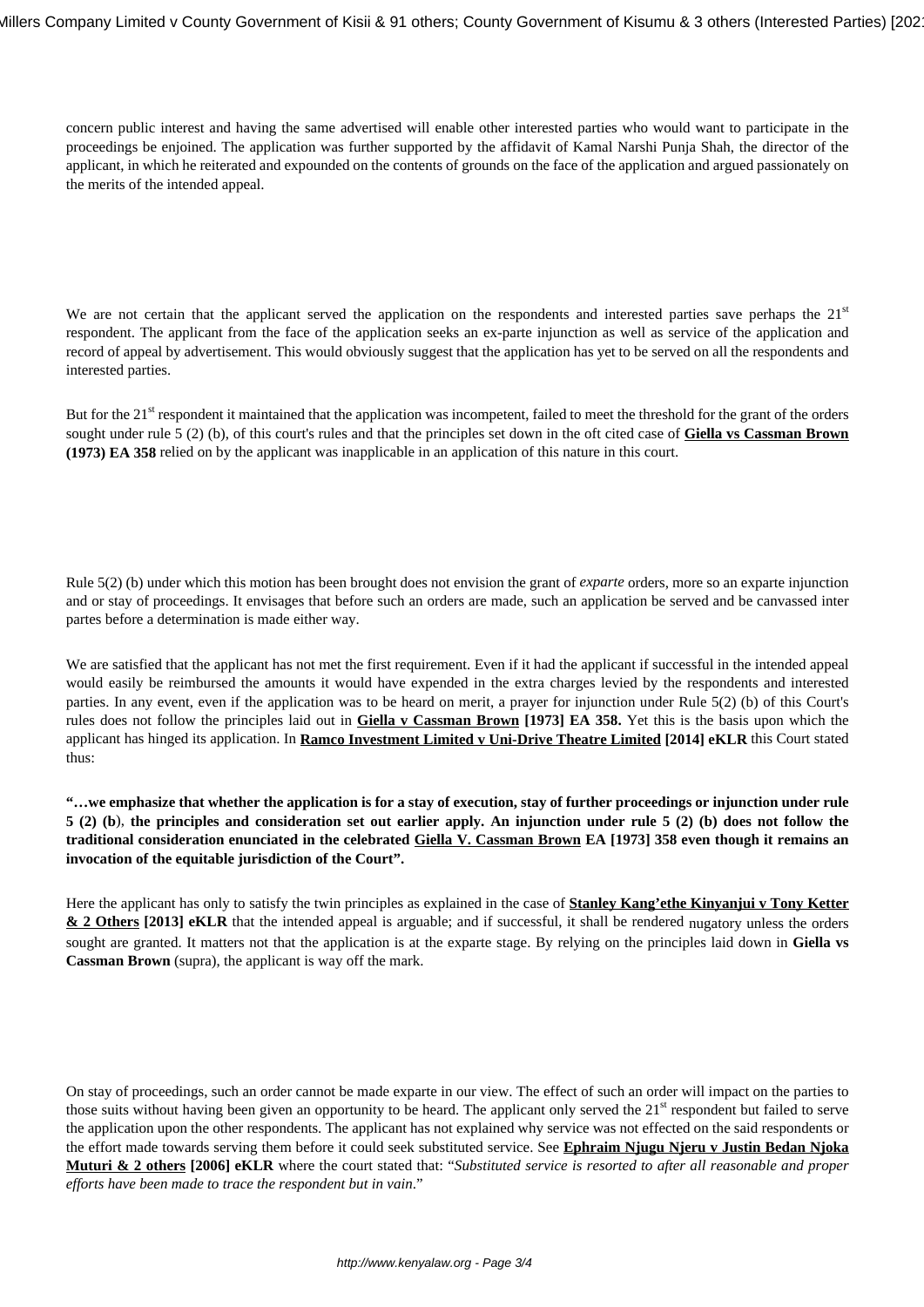concern public interest and having the same advertised will enable other interested parties who would want to participate in the proceedings be enjoined. The application was further supported by the affidavit of Kamal Narshi Punja Shah, the director of the applicant, in which he reiterated and expounded on the contents of grounds on the face of the application and argued passionately on the merits of the intended appeal.

We are not certain that the applicant served the application on the respondents and interested parties save perhaps the 21st respondent. The applicant from the face of the application seeks an ex-parte injunction as well as service of the application and record of appeal by advertisement. This would obviously suggest that the application has yet to be served on all the respondents and interested parties.

But for the 21st respondent it maintained that the application was incompetent, failed to meet the threshold for the grant of the orders sought under rule 5 (2) (b), of this court's rules and that the principles set down in the oft cited case of **Giella vs Cassman Brown (1973) EA 358** relied on by the applicant was inapplicable in an application of this nature in this court.

Rule 5(2) (b) under which this motion has been brought does not envision the grant of *exparte* orders, more so an exparte injunction and or stay of proceedings. It envisages that before such an orders are made, such an application be served and be canvassed inter partes before a determination is made either way.

We are satisfied that the applicant has not met the first requirement. Even if it had the applicant if successful in the intended appeal would easily be reimbursed the amounts it would have expended in the extra charges levied by the respondents and interested parties. In any event, even if the application was to be heard on merit, a prayer for injunction under Rule 5(2) (b) of this Court's rules does not follow the principles laid out in **Giella v Cassman Brown [1973] EA 358.** Yet this is the basis upon which the applicant has hinged its application. In **Ramco Investment Limited v Uni-Drive Theatre Limited [2014] eKLR** this Court stated thus:

**"…we emphasize that whether the application is for a stay of execution, stay of further proceedings or injunction under rule 5 (2) (b), the principles and consideration set out earlier apply. An injunction under rule 5 (2) (b) does not follow the traditional consideration enunciated in the celebrated Giella V. Cassman Brown EA [1973] 358 even though it remains an invocation of the equitable jurisdiction of the Court".**

Here the applicant has only to satisfy the twin principles as explained in the case of **Stanley Kang'ethe Kinyanjui v Tony Ketter & 2 Others [2013] eKLR** that the intended appeal is arguable; and if successful, it shall be rendered nugatory unless the orders sought are granted. It matters not that the application is at the exparte stage. By relying on the principles laid down in **Giella vs Cassman Brown** (supra), the applicant is way off the mark.

On stay of proceedings, such an order cannot be made exparte in our view. The effect of such an order will impact on the parties to those suits without having been given an opportunity to be heard. The applicant only served the 21st respondent but failed to serve the application upon the other respondents. The applicant has not explained why service was not effected on the said respondents or the effort made towards serving them before it could seek substituted service. See **Ephraim Njugu Njeru v Justin Bedan Njoka Muturi & 2 others [2006] eKLR** where the court stated that: "*Substituted service is resorted to after all reasonable and proper efforts have been made to trace the respondent but in vain.*"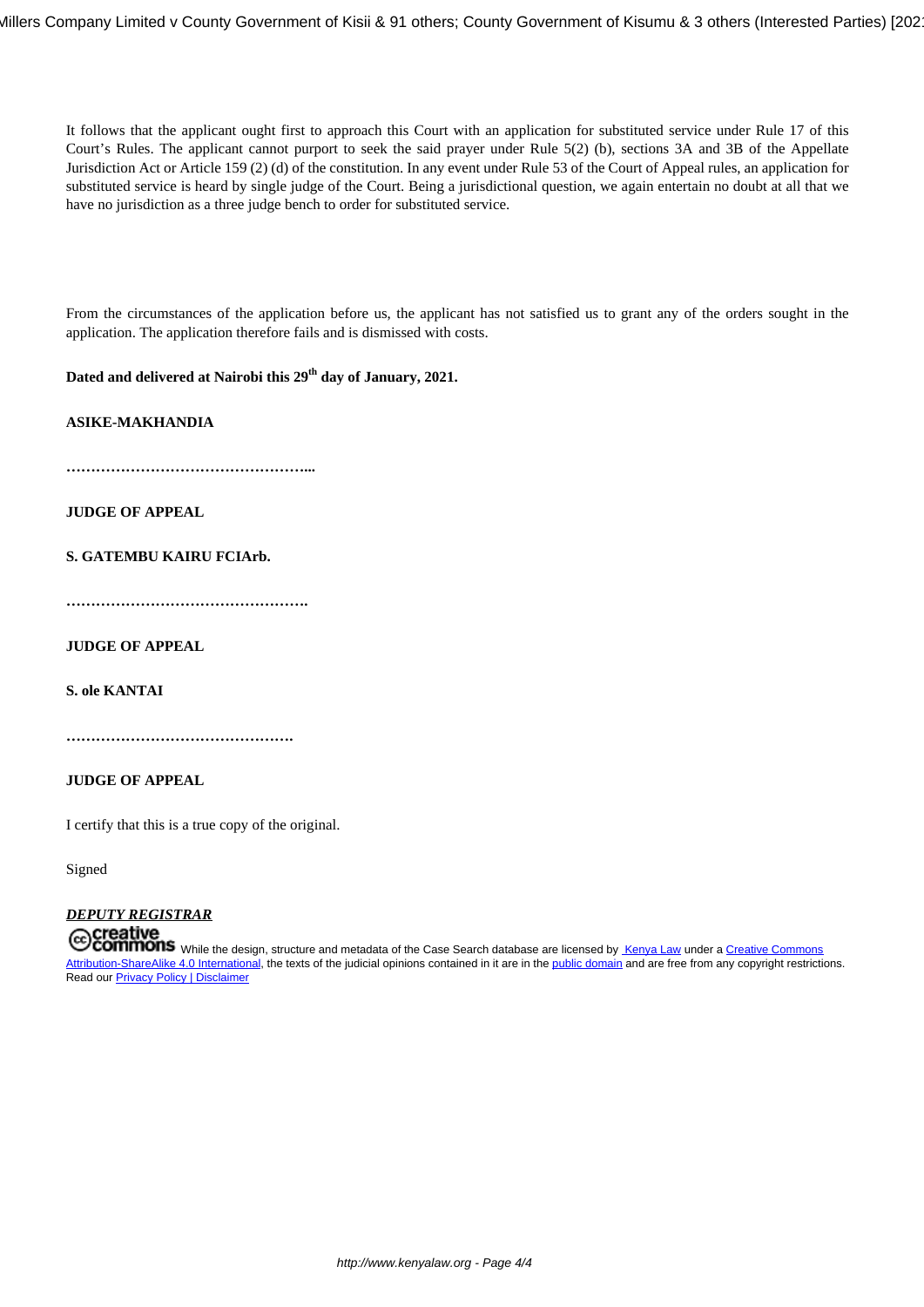It follows that the applicant ought first to approach this Court with an application for substituted service under Rule 17 of this Court's Rules. The applicant cannot purport to seek the said prayer under Rule 5(2) (b), sections 3A and 3B of the Appellate Jurisdiction Act or Article 159 (2) (d) of the constitution. In any event under Rule 53 of the Court of Appeal rules, an application for substituted service is heard by single judge of the Court. Being a jurisdictional question, we again entertain no doubt at all that we have no jurisdiction as a three judge bench to order for substituted service.

From the circumstances of the application before us, the applicant has not satisfied us to grant any of the orders sought in the application. The application therefore fails and is dismissed with costs.

**Dated and delivered at Nairobi this 29th day of January, 2021.**

**ASIKE-MAKHANDIA**

**…………………………………………...**

**JUDGE OF APPEAL**

**S. GATEMBU KAIRU FCIArb.**

**………………………………………….**

**JUDGE OF APPEAL**

**S. ole KANTAI**

**……………………………………….**

**JUDGE OF APPEAL**

I certify that this is a true copy of the original.

Signed

***DEPUTY REGISTRAR***

While the design, structure and metadata of the Case Search database are licensed by Kenya Law under a Creative Commons Attribution-ShareAlike 4.0 International, the texts of the judicial opinions contained in it are in the public domain and are free from any copyright restrictions. Read our Privacy Policy | Disclaimer